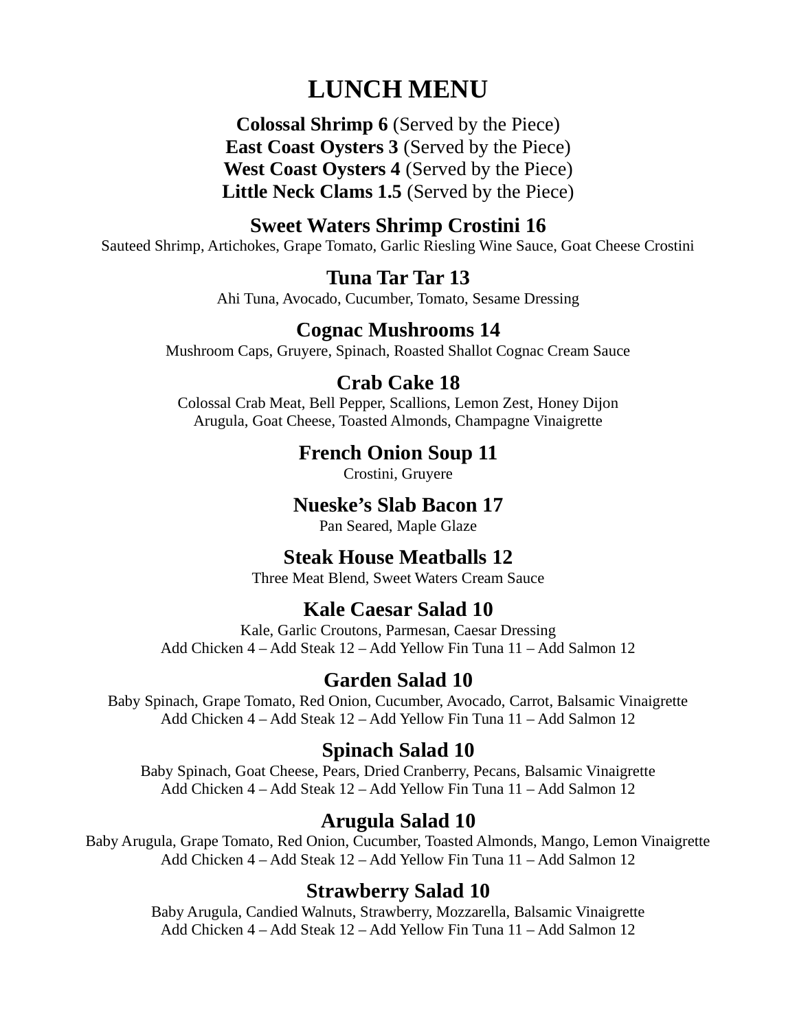# LUNCH MENU

**Colossal Shrimp 6** (Served by the Piece)
**East Coast Oysters 3** (Served by the Piece)
**West Coast Oysters 4** (Served by the Piece)
**Little Neck Clams 1.5** (Served by the Piece)

### Sweet Waters Shrimp Crostini 16

Sauteed Shrimp, Artichokes, Grape Tomato, Garlic Riesling Wine Sauce, Goat Cheese Crostini

### Tuna Tar Tar 13

Ahi Tuna, Avocado, Cucumber, Tomato, Sesame Dressing

### Cognac Mushrooms 14

Mushroom Caps, Gruyere, Spinach, Roasted Shallot Cognac Cream Sauce

### Crab Cake 18

Colossal Crab Meat, Bell Pepper, Scallions, Lemon Zest, Honey Dijon
Arugula, Goat Cheese, Toasted Almonds, Champagne Vinaigrette

### French Onion Soup 11

Crostini, Gruyere

### Nueske's Slab Bacon 17

Pan Seared, Maple Glaze

### Steak House Meatballs 12

Three Meat Blend, Sweet Waters Cream Sauce

### Kale Caesar Salad 10

Kale, Garlic Croutons, Parmesan, Caesar Dressing
Add Chicken 4 – Add Steak 12 – Add Yellow Fin Tuna 11 – Add Salmon 12

### Garden Salad 10

Baby Spinach, Grape Tomato, Red Onion, Cucumber, Avocado, Carrot, Balsamic Vinaigrette
Add Chicken 4 – Add Steak 12 – Add Yellow Fin Tuna 11 – Add Salmon 12

### Spinach Salad 10

Baby Spinach, Goat Cheese, Pears, Dried Cranberry, Pecans, Balsamic Vinaigrette
Add Chicken 4 – Add Steak 12 – Add Yellow Fin Tuna 11 – Add Salmon 12

### Arugula Salad 10

Baby Arugula, Grape Tomato, Red Onion, Cucumber, Toasted Almonds, Mango, Lemon Vinaigrette
Add Chicken 4 – Add Steak 12 – Add Yellow Fin Tuna 11 – Add Salmon 12

### Strawberry Salad 10

Baby Arugula, Candied Walnuts, Strawberry, Mozzarella, Balsamic Vinaigrette
Add Chicken 4 – Add Steak 12 – Add Yellow Fin Tuna 11 – Add Salmon 12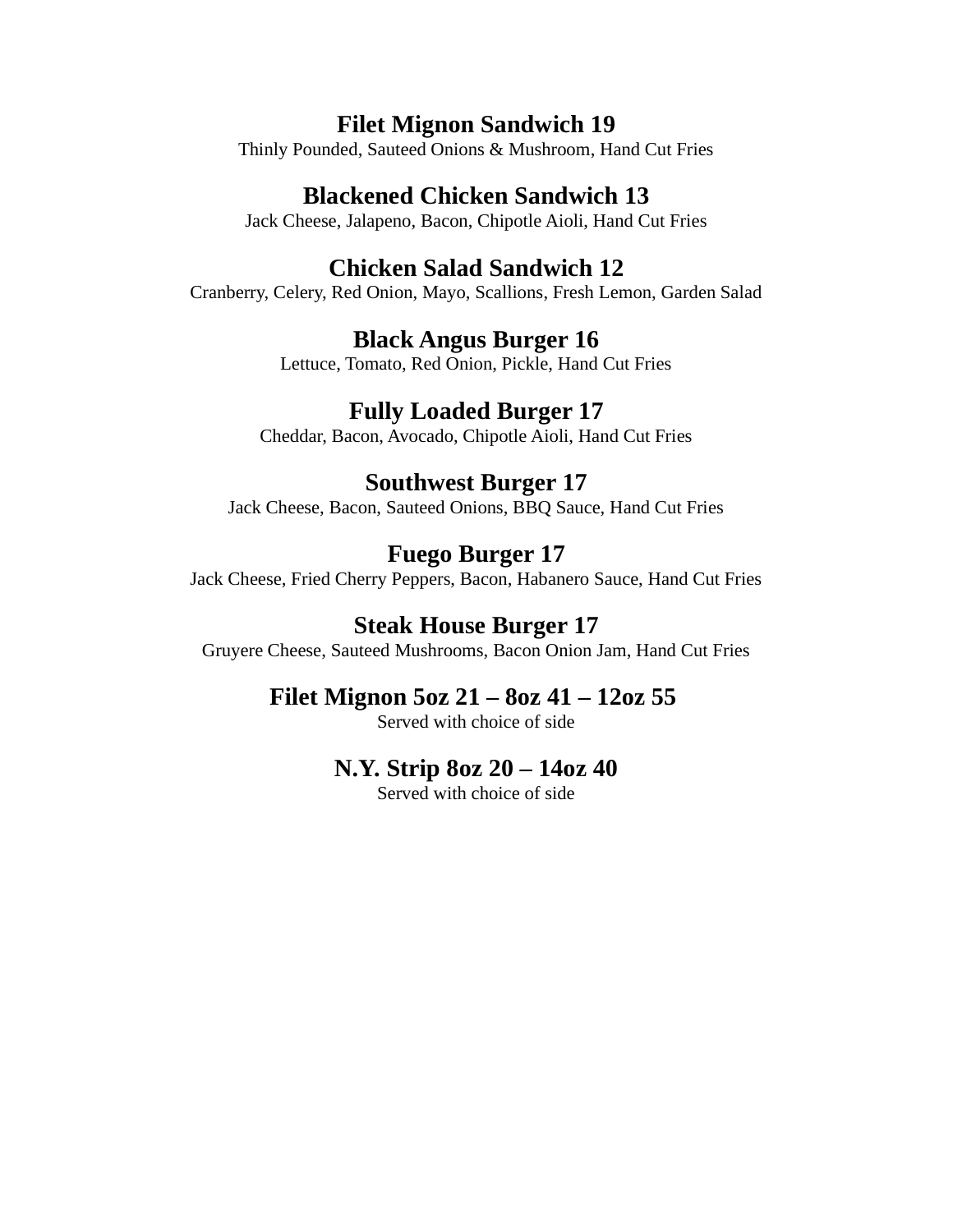**Filet Mignon Sandwich 19**
Thinly Pounded, Sauteed Onions & Mushroom, Hand Cut Fries

**Blackened Chicken Sandwich 13**
Jack Cheese, Jalapeno, Bacon, Chipotle Aioli, Hand Cut Fries

**Chicken Salad Sandwich 12**
Cranberry, Celery, Red Onion, Mayo, Scallions, Fresh Lemon, Garden Salad

**Black Angus Burger 16**
Lettuce, Tomato, Red Onion, Pickle, Hand Cut Fries

**Fully Loaded Burger 17**
Cheddar, Bacon, Avocado, Chipotle Aioli, Hand Cut Fries

**Southwest Burger 17**
Jack Cheese, Bacon, Sauteed Onions, BBQ Sauce, Hand Cut Fries

**Fuego Burger 17**
Jack Cheese, Fried Cherry Peppers, Bacon, Habanero Sauce, Hand Cut Fries

**Steak House Burger 17**
Gruyere Cheese, Sauteed Mushrooms, Bacon Onion Jam, Hand Cut Fries

**Filet Mignon 5oz 21 – 8oz 41 – 12oz 55**
Served with choice of side

**N.Y. Strip 8oz 20 – 14oz 40**
Served with choice of side